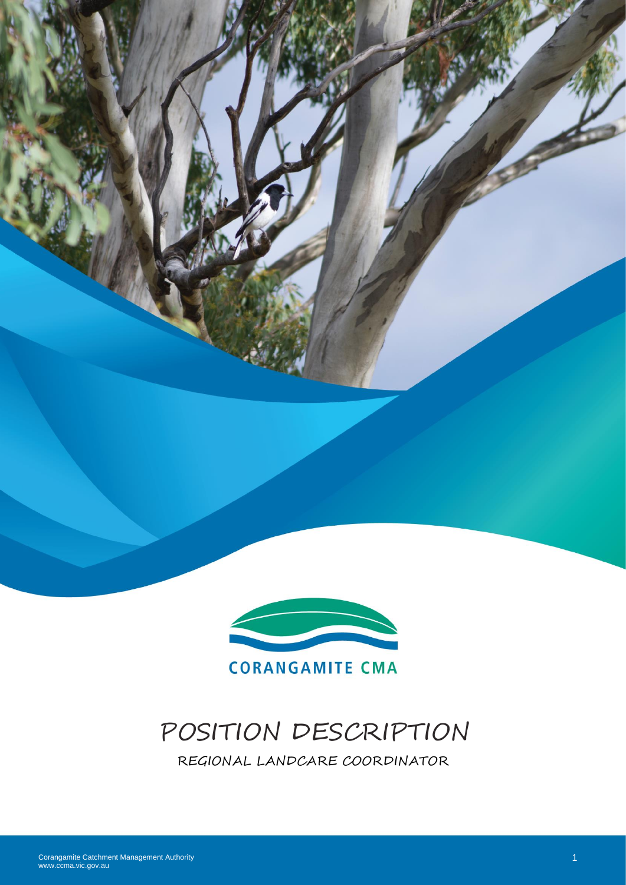CORANGAMITE CMA

# POSITION DESCRIPTION

## REGIONAL LANDCARE COORDINATOR

Corangamite Catchment Management Authority
www.ccma.vic.gov.au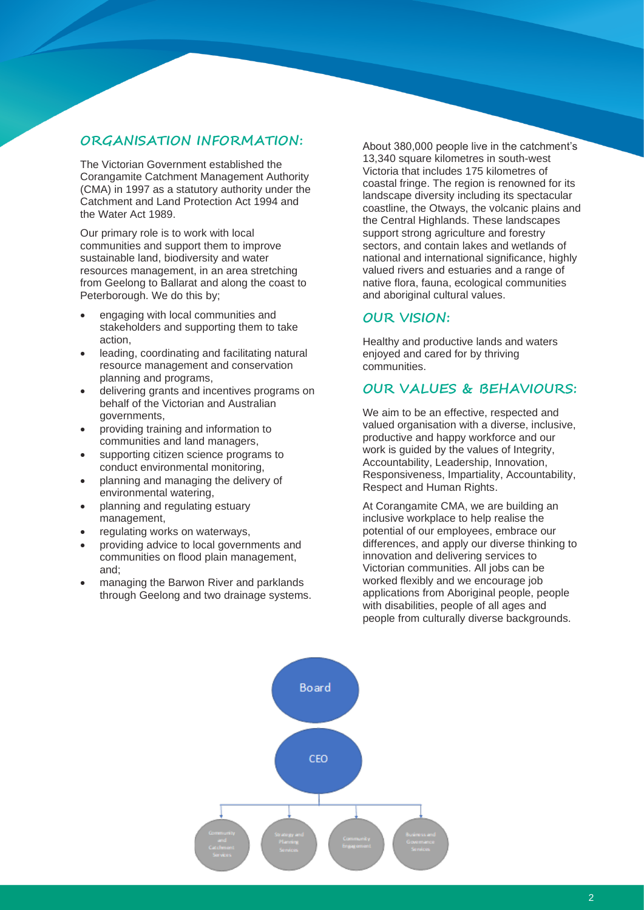## ORGANISATION INFORMATION:

The Victorian Government established the Corangamite Catchment Management Authority (CMA) in 1997 as a statutory authority under the Catchment and Land Protection Act 1994 and the Water Act 1989.

Our primary role is to work with local communities and support them to improve sustainable land, biodiversity and water resources management, in an area stretching from Geelong to Ballarat and along the coast to Peterborough. We do this by;

- engaging with local communities and stakeholders and supporting them to take action,
- leading, coordinating and facilitating natural resource management and conservation planning and programs,
- delivering grants and incentives programs on behalf of the Victorian and Australian governments,
- providing training and information to communities and land managers,
- supporting citizen science programs to conduct environmental monitoring,
- planning and managing the delivery of environmental watering,
- planning and regulating estuary management,
- regulating works on waterways,
- providing advice to local governments and communities on flood plain management, and;
- managing the Barwon River and parklands through Geelong and two drainage systems.

About 380,000 people live in the catchment's 13,340 square kilometres in south-west Victoria that includes 175 kilometres of coastal fringe. The region is renowned for its landscape diversity including its spectacular coastline, the Otways, the volcanic plains and the Central Highlands. These landscapes support strong agriculture and forestry sectors, and contain lakes and wetlands of national and international significance, highly valued rivers and estuaries and a range of native flora, fauna, ecological communities and aboriginal cultural values.

## OUR VISION:

Healthy and productive lands and waters enjoyed and cared for by thriving communities.

## OUR VALUES & BEHAVIOURS:

We aim to be an effective, respected and valued organisation with a diverse, inclusive, productive and happy workforce and our work is guided by the values of Integrity, Accountability, Leadership, Innovation, Responsiveness, Impartiality, Accountability, Respect and Human Rights.

At Corangamite CMA, we are building an inclusive workplace to help realise the potential of our employees, embrace our differences, and apply our diverse thinking to innovation and delivering services to Victorian communities. All jobs can be worked flexibly and we encourage job applications from Aboriginal people, people with disabilities, people of all ages and people from culturally diverse backgrounds.

Board

CEO

Community and Catchment Services | Strategy and Planning Services | Community Engagement | Business and Governance Services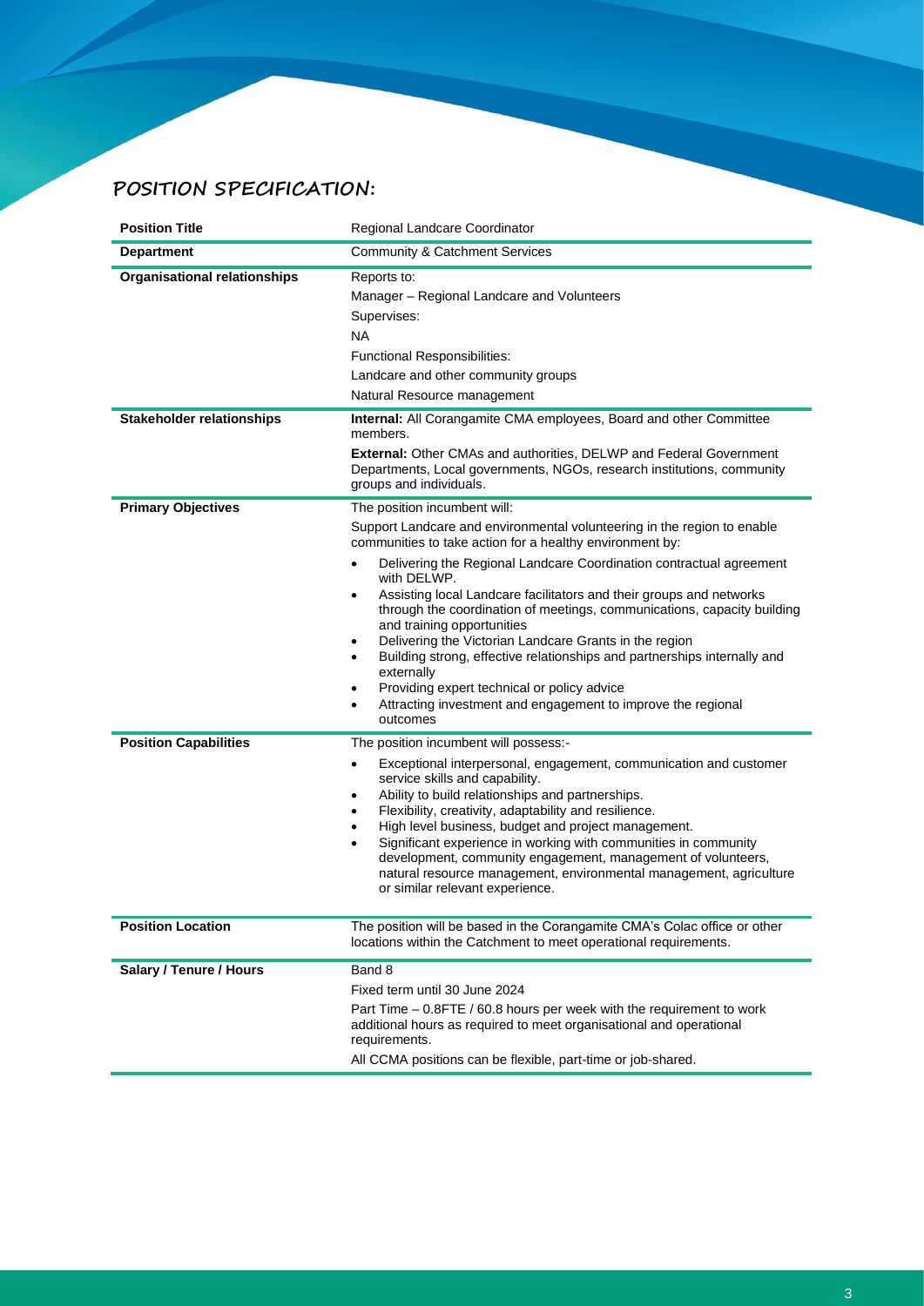## POSITION SPECIFICATION:

| | |
|---|---|
| **Position Title** | Regional Landcare Coordinator |
| **Department** | Community & Catchment Services |
| **Organisational relationships** | Reports to:<br>Manager – Regional Landcare and Volunteers<br>Supervises:<br>NA<br>Functional Responsibilities:<br>Landcare and other community groups<br>Natural Resource management |
| **Stakeholder relationships** | **Internal:** All Corangamite CMA employees, Board and other Committee members.<br>**External:** Other CMAs and authorities, DELWP and Federal Government Departments, Local governments, NGOs, research institutions, community groups and individuals. |
| **Primary Objectives** | The position incumbent will:<br>Support Landcare and environmental volunteering in the region to enable communities to take action for a healthy environment by:<br>• Delivering the Regional Landcare Coordination contractual agreement with DELWP.<br>• Assisting local Landcare facilitators and their groups and networks through the coordination of meetings, communications, capacity building and training opportunities<br>• Delivering the Victorian Landcare Grants in the region<br>• Building strong, effective relationships and partnerships internally and externally<br>• Providing expert technical or policy advice<br>• Attracting investment and engagement to improve the regional outcomes |
| **Position Capabilities** | The position incumbent will possess:-<br>• Exceptional interpersonal, engagement, communication and customer service skills and capability.<br>• Ability to build relationships and partnerships.<br>• Flexibility, creativity, adaptability and resilience.<br>• High level business, budget and project management.<br>• Significant experience in working with communities in community development, community engagement, management of volunteers, natural resource management, environmental management, agriculture or similar relevant experience. |
| **Position Location** | The position will be based in the Corangamite CMA's Colac office or other locations within the Catchment to meet operational requirements. |
| **Salary / Tenure / Hours** | Band 8<br>Fixed term until 30 June 2024<br>Part Time – 0.8FTE / 60.8 hours per week with the requirement to work additional hours as required to meet organisational and operational requirements.<br>All CCMA positions can be flexible, part-time or job-shared. |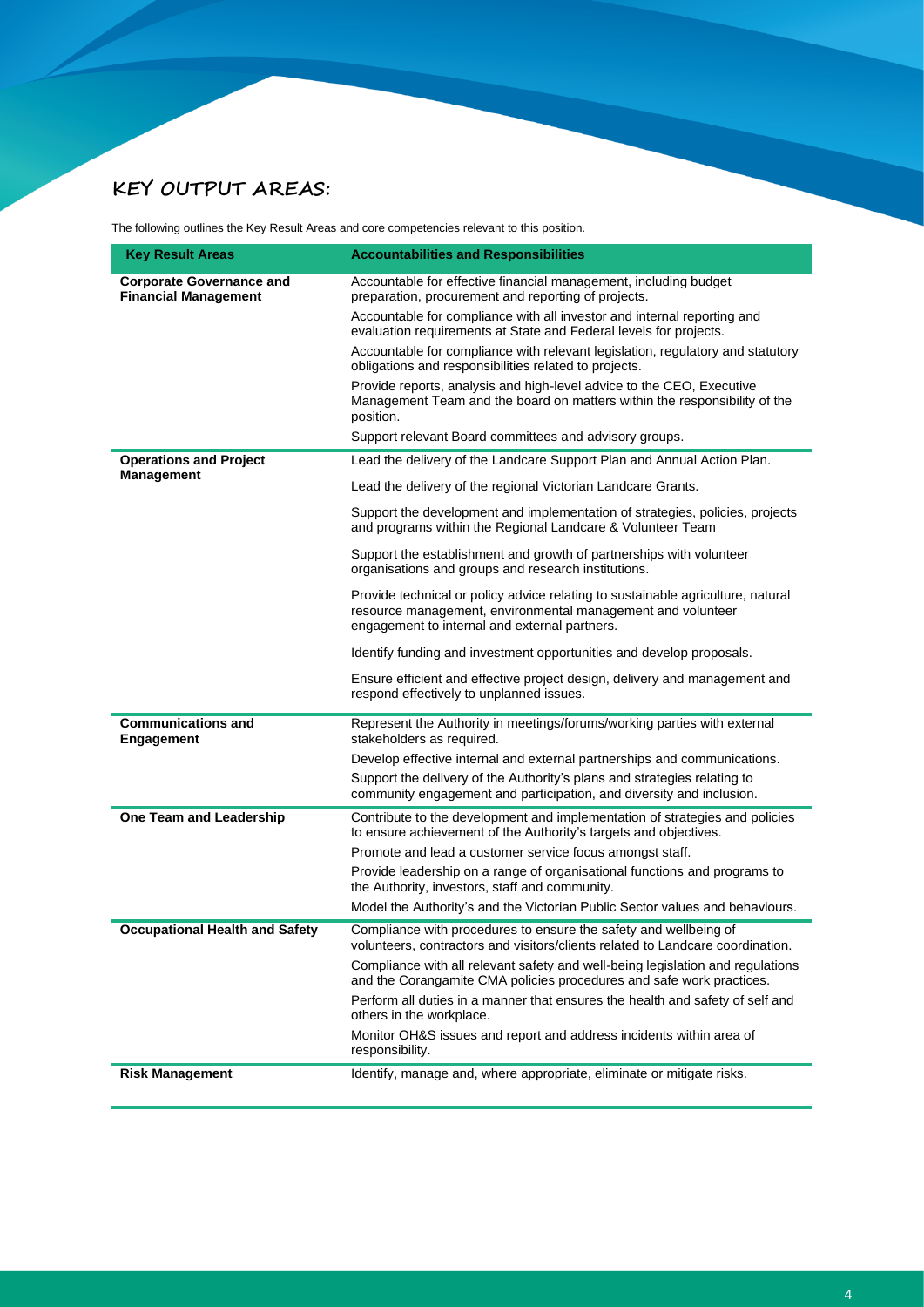## KEY OUTPUT AREAS:

The following outlines the Key Result Areas and core competencies relevant to this position.

| Key Result Areas | Accountabilities and Responsibilities |
|---|---|
| **Corporate Governance and Financial Management** | Accountable for effective financial management, including budget preparation, procurement and reporting of projects. |
| | Accountable for compliance with all investor and internal reporting and evaluation requirements at State and Federal levels for projects. |
| | Accountable for compliance with relevant legislation, regulatory and statutory obligations and responsibilities related to projects. |
| | Provide reports, analysis and high-level advice to the CEO, Executive Management Team and the board on matters within the responsibility of the position. |
| | Support relevant Board committees and advisory groups. |
| **Operations and Project Management** | Lead the delivery of the Landcare Support Plan and Annual Action Plan. |
| | Lead the delivery of the regional Victorian Landcare Grants. |
| | Support the development and implementation of strategies, policies, projects and programs within the Regional Landcare & Volunteer Team |
| | Support the establishment and growth of partnerships with volunteer organisations and groups and research institutions. |
| | Provide technical or policy advice relating to sustainable agriculture, natural resource management, environmental management and volunteer engagement to internal and external partners. |
| | Identify funding and investment opportunities and develop proposals. |
| | Ensure efficient and effective project design, delivery and management and respond effectively to unplanned issues. |
| **Communications and Engagement** | Represent the Authority in meetings/forums/working parties with external stakeholders as required. |
| | Develop effective internal and external partnerships and communications. |
| | Support the delivery of the Authority's plans and strategies relating to community engagement and participation, and diversity and inclusion. |
| **One Team and Leadership** | Contribute to the development and implementation of strategies and policies to ensure achievement of the Authority's targets and objectives. |
| | Promote and lead a customer service focus amongst staff. |
| | Provide leadership on a range of organisational functions and programs to the Authority, investors, staff and community. |
| | Model the Authority's and the Victorian Public Sector values and behaviours. |
| **Occupational Health and Safety** | Compliance with procedures to ensure the safety and wellbeing of volunteers, contractors and visitors/clients related to Landcare coordination. |
| | Compliance with all relevant safety and well-being legislation and regulations and the Corangamite CMA policies procedures and safe work practices. |
| | Perform all duties in a manner that ensures the health and safety of self and others in the workplace. |
| | Monitor OH&S issues and report and address incidents within area of responsibility. |
| **Risk Management** | Identify, manage and, where appropriate, eliminate or mitigate risks. |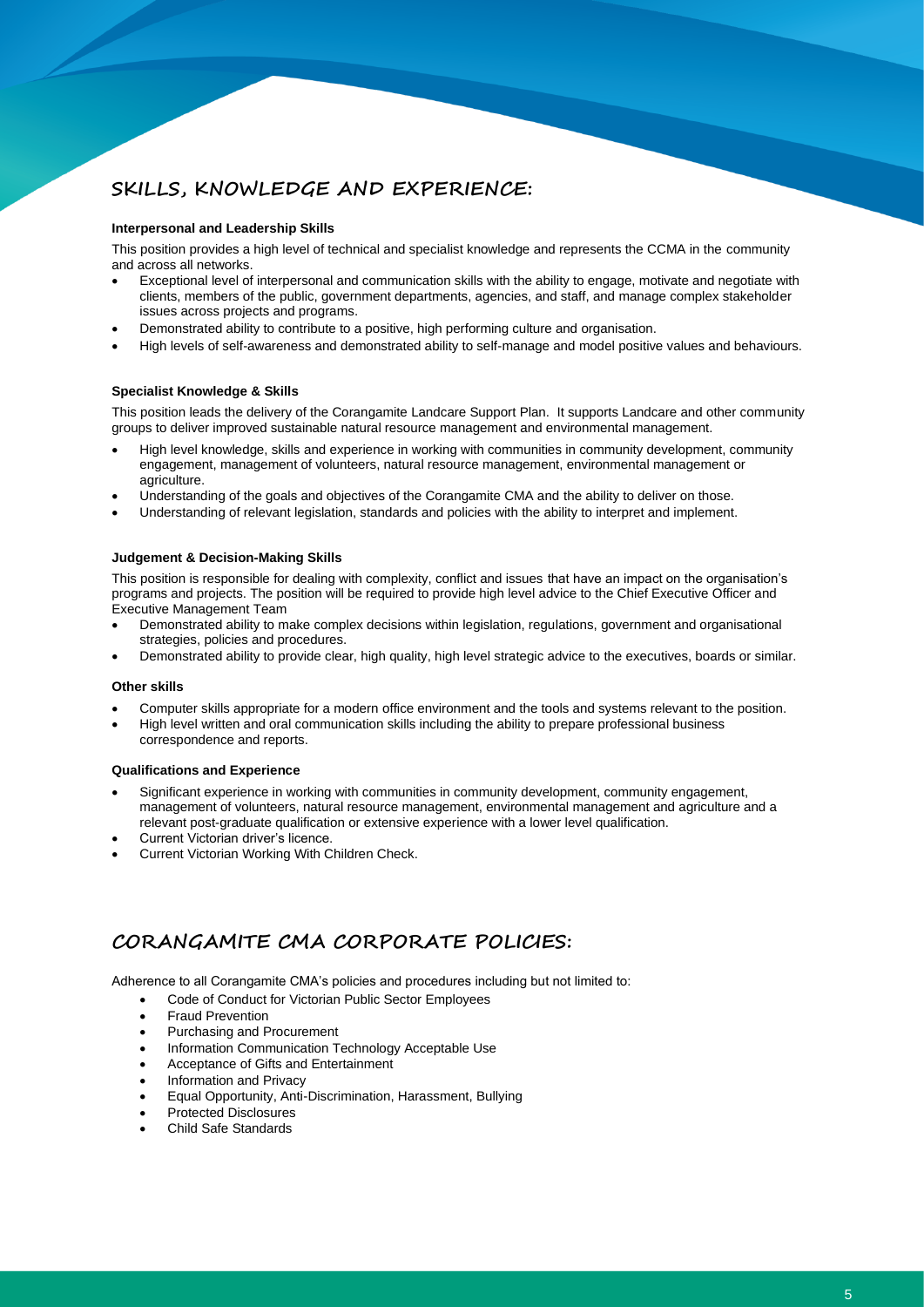## SKILLS, KNOWLEDGE AND EXPERIENCE:

**Interpersonal and Leadership Skills**

This position provides a high level of technical and specialist knowledge and represents the CCMA in the community and across all networks.

- Exceptional level of interpersonal and communication skills with the ability to engage, motivate and negotiate with clients, members of the public, government departments, agencies, and staff, and manage complex stakeholder issues across projects and programs.
- Demonstrated ability to contribute to a positive, high performing culture and organisation.
- High levels of self-awareness and demonstrated ability to self-manage and model positive values and behaviours.

**Specialist Knowledge & Skills**

This position leads the delivery of the Corangamite Landcare Support Plan. It supports Landcare and other community groups to deliver improved sustainable natural resource management and environmental management.

- High level knowledge, skills and experience in working with communities in community development, community engagement, management of volunteers, natural resource management, environmental management or agriculture.
- Understanding of the goals and objectives of the Corangamite CMA and the ability to deliver on those.
- Understanding of relevant legislation, standards and policies with the ability to interpret and implement.

**Judgement & Decision-Making Skills**

This position is responsible for dealing with complexity, conflict and issues that have an impact on the organisation's programs and projects. The position will be required to provide high level advice to the Chief Executive Officer and Executive Management Team

- Demonstrated ability to make complex decisions within legislation, regulations, government and organisational strategies, policies and procedures.
- Demonstrated ability to provide clear, high quality, high level strategic advice to the executives, boards or similar.

**Other skills**

- Computer skills appropriate for a modern office environment and the tools and systems relevant to the position.
- High level written and oral communication skills including the ability to prepare professional business correspondence and reports.

**Qualifications and Experience**

- Significant experience in working with communities in community development, community engagement, management of volunteers, natural resource management, environmental management and agriculture and a relevant post-graduate qualification or extensive experience with a lower level qualification.
- Current Victorian driver's licence.
- Current Victorian Working With Children Check.

## CORANGAMITE CMA CORPORATE POLICIES:

Adherence to all Corangamite CMA's policies and procedures including but not limited to:

- Code of Conduct for Victorian Public Sector Employees
- Fraud Prevention
- Purchasing and Procurement
- Information Communication Technology Acceptable Use
- Acceptance of Gifts and Entertainment
- Information and Privacy
- Equal Opportunity, Anti-Discrimination, Harassment, Bullying
- Protected Disclosures
- Child Safe Standards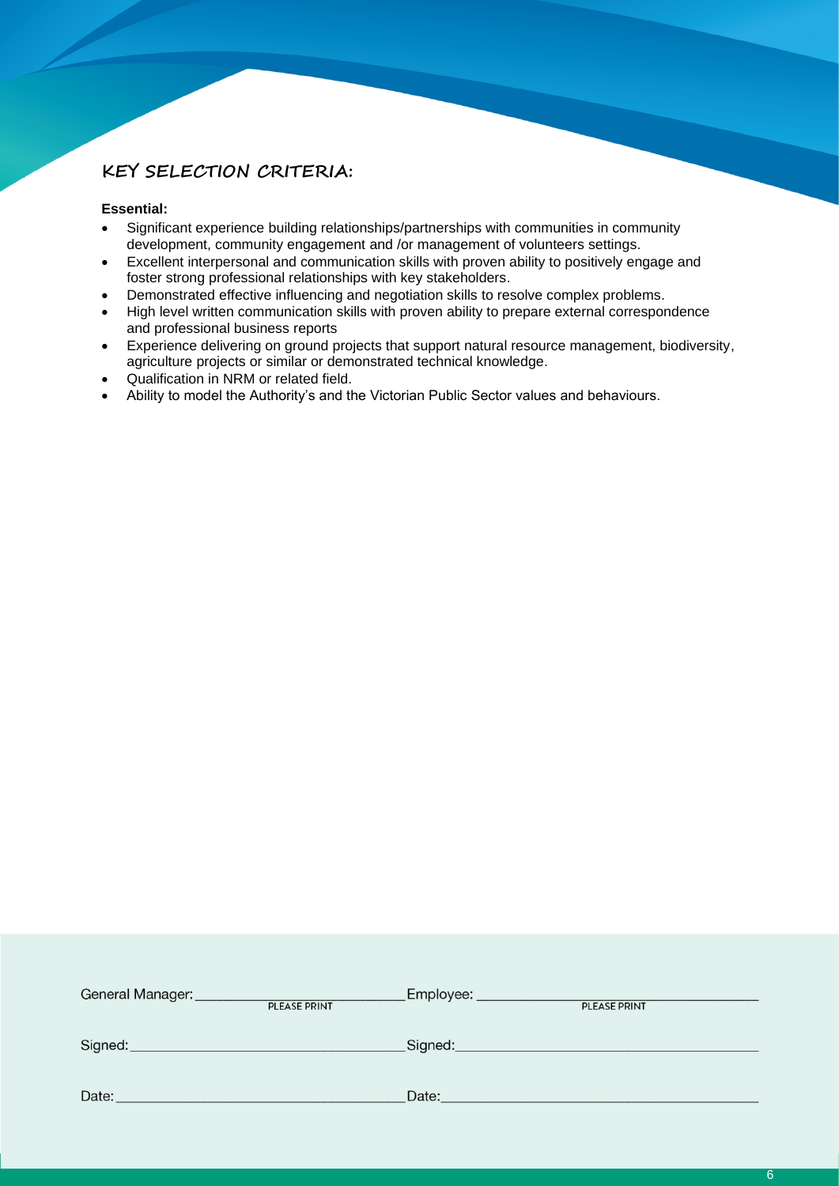## KEY SELECTION CRITERIA:

**Essential:**

- Significant experience building relationships/partnerships with communities in community development, community engagement and /or management of volunteers settings.
- Excellent interpersonal and communication skills with proven ability to positively engage and foster strong professional relationships with key stakeholders.
- Demonstrated effective influencing and negotiation skills to resolve complex problems.
- High level written communication skills with proven ability to prepare external correspondence and professional business reports
- Experience delivering on ground projects that support natural resource management, biodiversity, agriculture projects or similar or demonstrated technical knowledge.
- Qualification in NRM or related field.
- Ability to model the Authority's and the Victorian Public Sector values and behaviours.

General Manager: ____________________ Employee: ____________________
PLEASE PRINT PLEASE PRINT

Signed: ____________________ Signed: ____________________

Date: ____________________ Date: ____________________